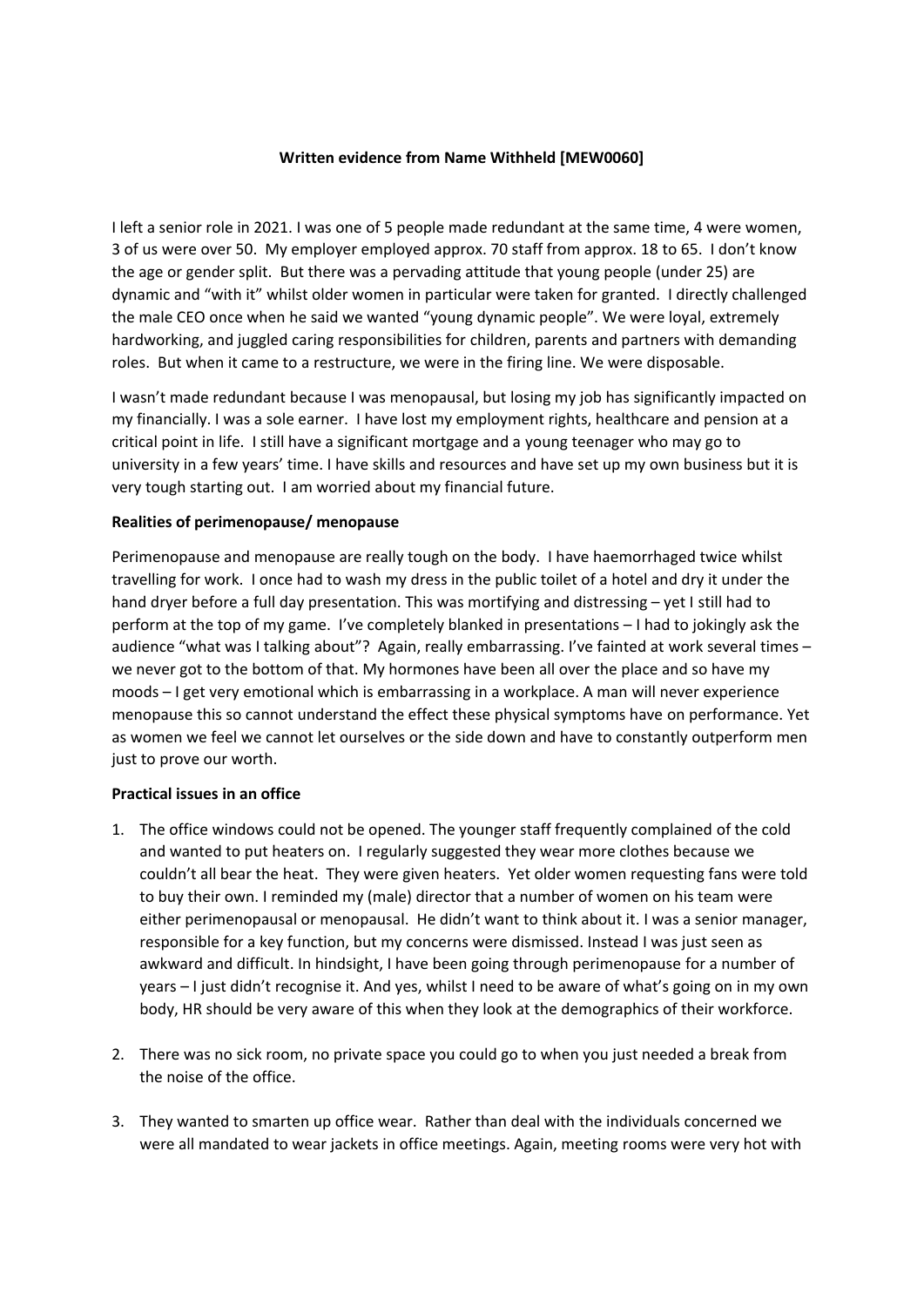**Written evidence from Name Withheld [MEW0060]**

I left a senior role in 2021. I was one of 5 people made redundant at the same time, 4 were women, 3 of us were over 50. My employer employed approx. 70 staff from approx. 18 to 65. I don't know the age or gender split. But there was a pervading attitude that young people (under 25) are dynamic and "with it" whilst older women in particular were taken for granted. I directly challenged the male CEO once when he said we wanted "young dynamic people". We were loyal, extremely hardworking, and juggled caring responsibilities for children, parents and partners with demanding roles. But when it came to a restructure, we were in the firing line. We were disposable.

I wasn't made redundant because I was menopausal, but losing my job has significantly impacted on my financially. I was a sole earner. I have lost my employment rights, healthcare and pension at a critical point in life. I still have a significant mortgage and a young teenager who may go to university in a few years' time. I have skills and resources and have set up my own business but it is very tough starting out. I am worried about my financial future.

**Realities of perimenopause/ menopause**

Perimenopause and menopause are really tough on the body. I have haemorrhaged twice whilst travelling for work. I once had to wash my dress in the public toilet of a hotel and dry it under the hand dryer before a full day presentation. This was mortifying and distressing – yet I still had to perform at the top of my game. I've completely blanked in presentations – I had to jokingly ask the audience "what was I talking about"? Again, really embarrassing. I've fainted at work several times – we never got to the bottom of that. My hormones have been all over the place and so have my moods – I get very emotional which is embarrassing in a workplace. A man will never experience menopause this so cannot understand the effect these physical symptoms have on performance. Yet as women we feel we cannot let ourselves or the side down and have to constantly outperform men just to prove our worth.

**Practical issues in an office**

1. The office windows could not be opened. The younger staff frequently complained of the cold and wanted to put heaters on. I regularly suggested they wear more clothes because we couldn't all bear the heat. They were given heaters. Yet older women requesting fans were told to buy their own. I reminded my (male) director that a number of women on his team were either perimenopausal or menopausal. He didn't want to think about it. I was a senior manager, responsible for a key function, but my concerns were dismissed. Instead I was just seen as awkward and difficult. In hindsight, I have been going through perimenopause for a number of years – I just didn't recognise it. And yes, whilst I need to be aware of what's going on in my own body, HR should be very aware of this when they look at the demographics of their workforce.

2. There was no sick room, no private space you could go to when you just needed a break from the noise of the office.

3. They wanted to smarten up office wear. Rather than deal with the individuals concerned we were all mandated to wear jackets in office meetings. Again, meeting rooms were very hot with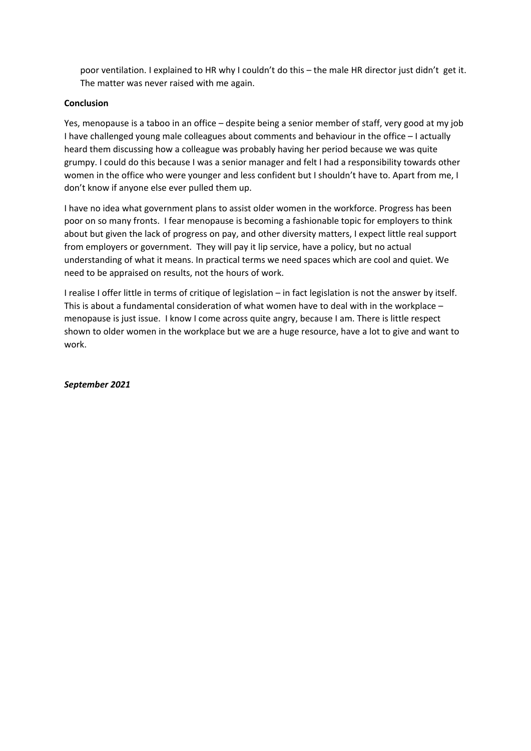poor ventilation. I explained to HR why I couldn't do this – the male HR director just didn't get it. The matter was never raised with me again.

**Conclusion**

Yes, menopause is a taboo in an office – despite being a senior member of staff, very good at my job I have challenged young male colleagues about comments and behaviour in the office – I actually heard them discussing how a colleague was probably having her period because we was quite grumpy. I could do this because I was a senior manager and felt I had a responsibility towards other women in the office who were younger and less confident but I shouldn't have to. Apart from me, I don't know if anyone else ever pulled them up.

I have no idea what government plans to assist older women in the workforce. Progress has been poor on so many fronts. I fear menopause is becoming a fashionable topic for employers to think about but given the lack of progress on pay, and other diversity matters, I expect little real support from employers or government. They will pay it lip service, have a policy, but no actual understanding of what it means. In practical terms we need spaces which are cool and quiet. We need to be appraised on results, not the hours of work.

I realise I offer little in terms of critique of legislation – in fact legislation is not the answer by itself. This is about a fundamental consideration of what women have to deal with in the workplace – menopause is just issue. I know I come across quite angry, because I am. There is little respect shown to older women in the workplace but we are a huge resource, have a lot to give and want to work.

***September 2021***